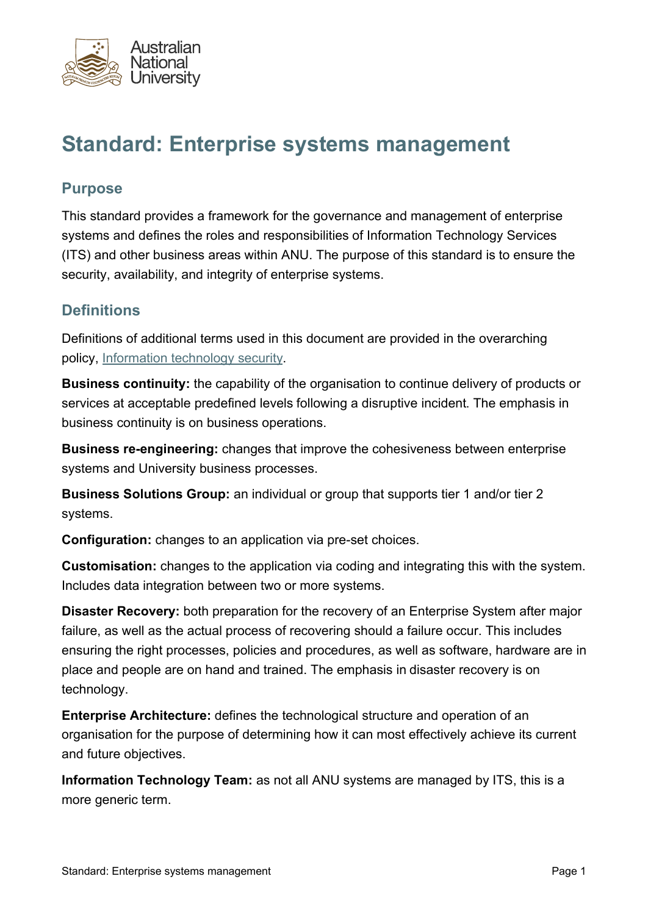# Standard: Enterprise systems management

## Purpose

This standard provides a framework for the governance and management of enterprise systems and defines the roles and responsibilities of Information Technology Services (ITS) and other business areas within ANU. The purpose of this standard is to ensure the security, availability, and integrity of enterprise systems.

## Definitions

Definitions of additional terms used in this document are provided in the overarching policy, Information technology security.

**Business continuity:** the capability of the organisation to continue delivery of products or services at acceptable predefined levels following a disruptive incident. The emphasis in business continuity is on business operations.

**Business re-engineering:** changes that improve the cohesiveness between enterprise systems and University business processes.

**Business Solutions Group:** an individual or group that supports tier 1 and/or tier 2 systems.

**Configuration:** changes to an application via pre-set choices.

**Customisation:** changes to the application via coding and integrating this with the system. Includes data integration between two or more systems.

**Disaster Recovery:** both preparation for the recovery of an Enterprise System after major failure, as well as the actual process of recovering should a failure occur. This includes ensuring the right processes, policies and procedures, as well as software, hardware are in place and people are on hand and trained. The emphasis in disaster recovery is on technology.

**Enterprise Architecture:** defines the technological structure and operation of an organisation for the purpose of determining how it can most effectively achieve its current and future objectives.

**Information Technology Team:** as not all ANU systems are managed by ITS, this is a more generic term.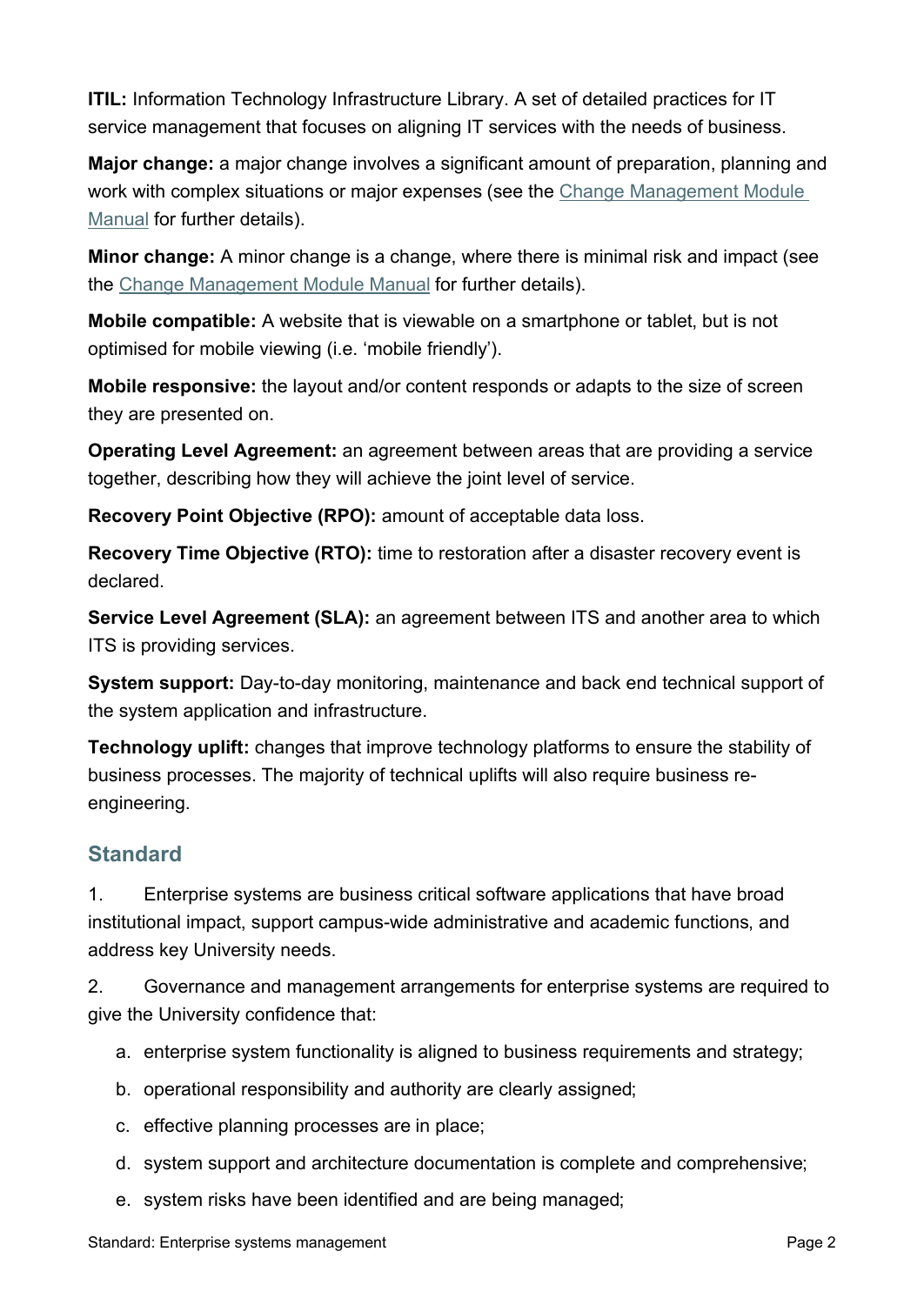**ITIL:** Information Technology Infrastructure Library. A set of detailed practices for IT service management that focuses on aligning IT services with the needs of business.

**Major change:** a major change involves a significant amount of preparation, planning and work with complex situations or major expenses (see the [Change Management Module Manual] for further details).

**Minor change:** A minor change is a change, where there is minimal risk and impact (see the [Change Management Module Manual] for further details).

**Mobile compatible:** A website that is viewable on a smartphone or tablet, but is not optimised for mobile viewing (i.e. 'mobile friendly').

**Mobile responsive:** the layout and/or content responds or adapts to the size of screen they are presented on.

**Operating Level Agreement:** an agreement between areas that are providing a service together, describing how they will achieve the joint level of service.

**Recovery Point Objective (RPO):** amount of acceptable data loss.

**Recovery Time Objective (RTO):** time to restoration after a disaster recovery event is declared.

**Service Level Agreement (SLA):** an agreement between ITS and another area to which ITS is providing services.

**System support:** Day-to-day monitoring, maintenance and back end technical support of the system application and infrastructure.

**Technology uplift:** changes that improve technology platforms to ensure the stability of business processes. The majority of technical uplifts will also require business re-engineering.

## Standard

1. Enterprise systems are business critical software applications that have broad institutional impact, support campus-wide administrative and academic functions, and address key University needs.

2. Governance and management arrangements for enterprise systems are required to give the University confidence that:

   a. enterprise system functionality is aligned to business requirements and strategy;

   b. operational responsibility and authority are clearly assigned;

   c. effective planning processes are in place;

   d. system support and architecture documentation is complete and comprehensive;

   e. system risks have been identified and are being managed;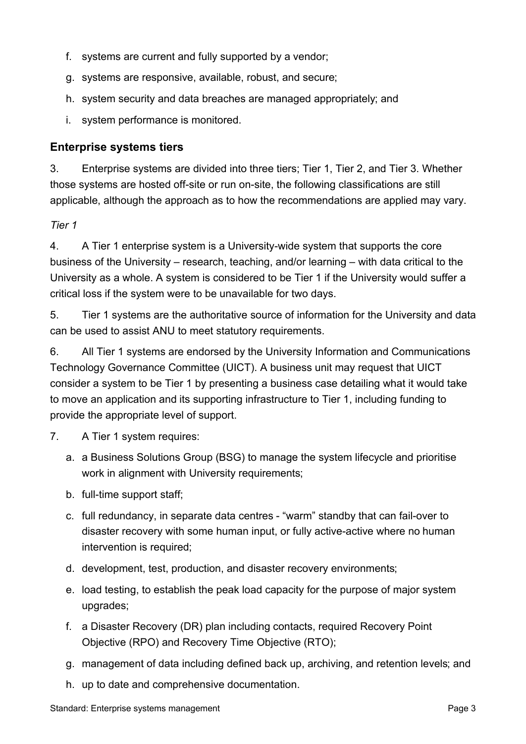f. systems are current and fully supported by a vendor;

g. systems are responsive, available, robust, and secure;

h. system security and data breaches are managed appropriately; and

i. system performance is monitored.

## Enterprise systems tiers

3. Enterprise systems are divided into three tiers; Tier 1, Tier 2, and Tier 3. Whether those systems are hosted off-site or run on-site, the following classifications are still applicable, although the approach as to how the recommendations are applied may vary.

*Tier 1*

4. A Tier 1 enterprise system is a University-wide system that supports the core business of the University – research, teaching, and/or learning – with data critical to the University as a whole. A system is considered to be Tier 1 if the University would suffer a critical loss if the system were to be unavailable for two days.

5. Tier 1 systems are the authoritative source of information for the University and data can be used to assist ANU to meet statutory requirements.

6. All Tier 1 systems are endorsed by the University Information and Communications Technology Governance Committee (UICT). A business unit may request that UICT consider a system to be Tier 1 by presenting a business case detailing what it would take to move an application and its supporting infrastructure to Tier 1, including funding to provide the appropriate level of support.

7. A Tier 1 system requires:

a. a Business Solutions Group (BSG) to manage the system lifecycle and prioritise work in alignment with University requirements;

b. full-time support staff;

c. full redundancy, in separate data centres - "warm" standby that can fail-over to disaster recovery with some human input, or fully active-active where no human intervention is required;

d. development, test, production, and disaster recovery environments;

e. load testing, to establish the peak load capacity for the purpose of major system upgrades;

f. a Disaster Recovery (DR) plan including contacts, required Recovery Point Objective (RPO) and Recovery Time Objective (RTO);

g. management of data including defined back up, archiving, and retention levels; and

h. up to date and comprehensive documentation.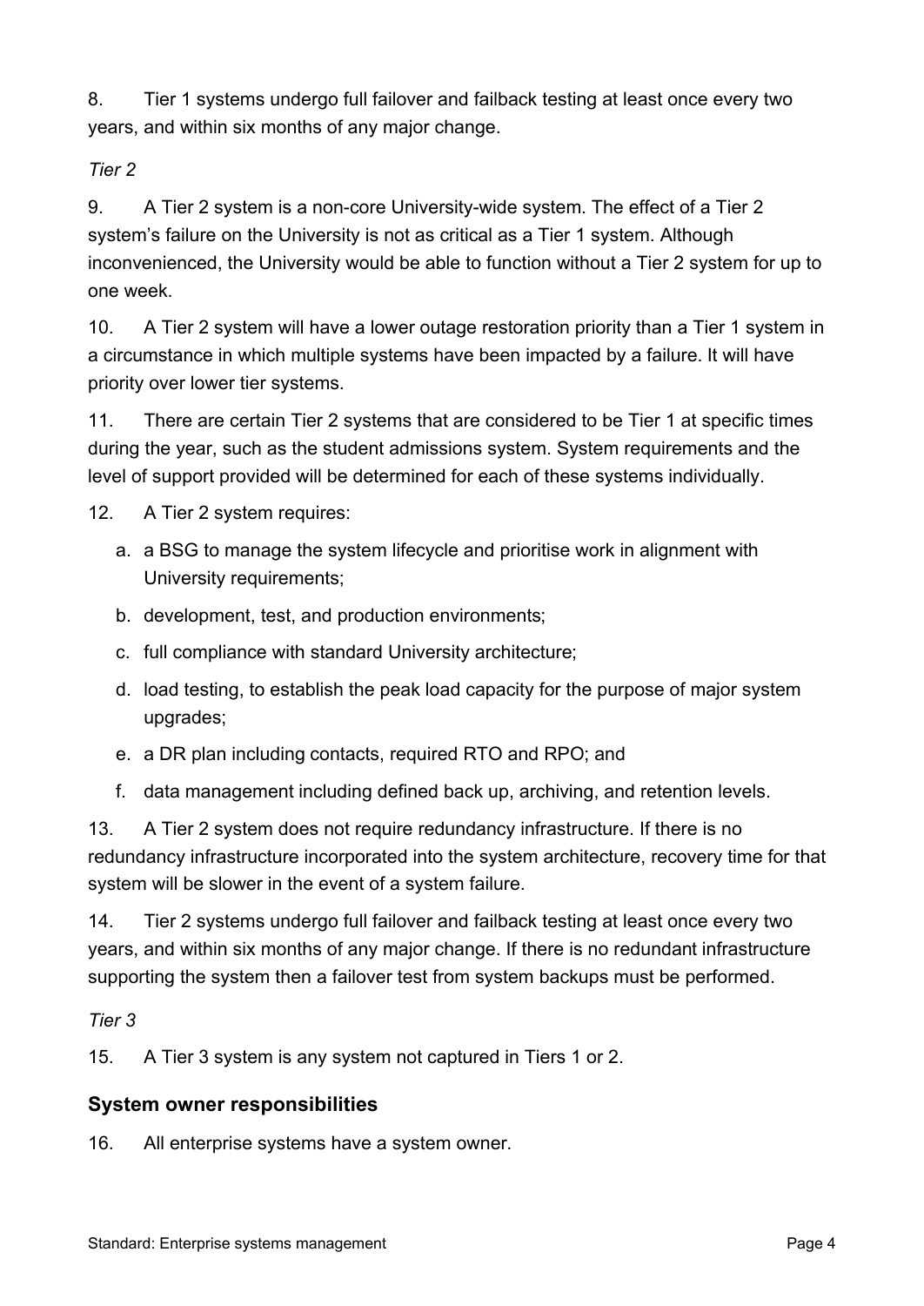8. Tier 1 systems undergo full failover and failback testing at least once every two years, and within six months of any major change.

*Tier 2*

9. A Tier 2 system is a non-core University-wide system. The effect of a Tier 2 system's failure on the University is not as critical as a Tier 1 system. Although inconvenienced, the University would be able to function without a Tier 2 system for up to one week.

10. A Tier 2 system will have a lower outage restoration priority than a Tier 1 system in a circumstance in which multiple systems have been impacted by a failure. It will have priority over lower tier systems.

11. There are certain Tier 2 systems that are considered to be Tier 1 at specific times during the year, such as the student admissions system. System requirements and the level of support provided will be determined for each of these systems individually.

12. A Tier 2 system requires:

   a. a BSG to manage the system lifecycle and prioritise work in alignment with University requirements;
   b. development, test, and production environments;
   c. full compliance with standard University architecture;
   d. load testing, to establish the peak load capacity for the purpose of major system upgrades;
   e. a DR plan including contacts, required RTO and RPO; and
   f. data management including defined back up, archiving, and retention levels.

13. A Tier 2 system does not require redundancy infrastructure. If there is no redundancy infrastructure incorporated into the system architecture, recovery time for that system will be slower in the event of a system failure.

14. Tier 2 systems undergo full failover and failback testing at least once every two years, and within six months of any major change. If there is no redundant infrastructure supporting the system then a failover test from system backups must be performed.

*Tier 3*

15. A Tier 3 system is any system not captured in Tiers 1 or 2.

### System owner responsibilities

16. All enterprise systems have a system owner.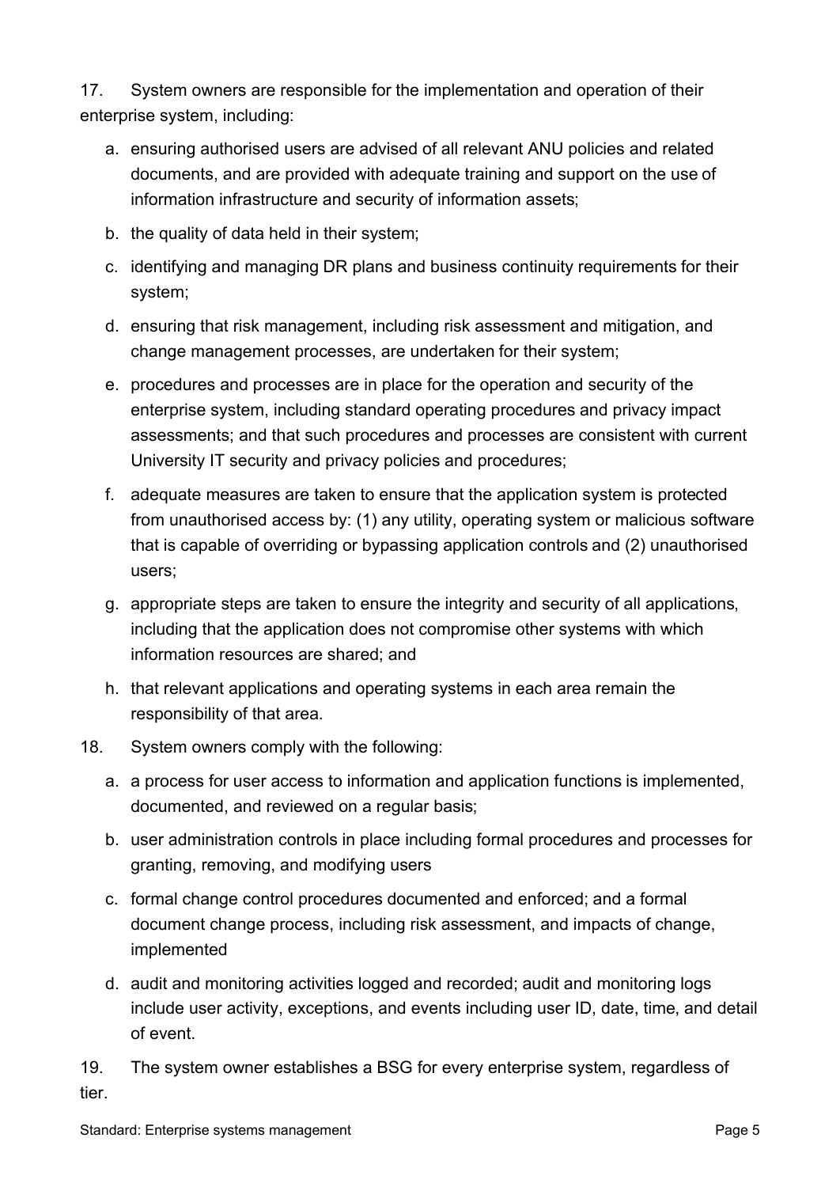17. System owners are responsible for the implementation and operation of their enterprise system, including:

a. ensuring authorised users are advised of all relevant ANU policies and related documents, and are provided with adequate training and support on the use of information infrastructure and security of information assets;

b. the quality of data held in their system;

c. identifying and managing DR plans and business continuity requirements for their system;

d. ensuring that risk management, including risk assessment and mitigation, and change management processes, are undertaken for their system;

e. procedures and processes are in place for the operation and security of the enterprise system, including standard operating procedures and privacy impact assessments; and that such procedures and processes are consistent with current University IT security and privacy policies and procedures;

f. adequate measures are taken to ensure that the application system is protected from unauthorised access by: (1) any utility, operating system or malicious software that is capable of overriding or bypassing application controls and (2) unauthorised users;

g. appropriate steps are taken to ensure the integrity and security of all applications, including that the application does not compromise other systems with which information resources are shared; and

h. that relevant applications and operating systems in each area remain the responsibility of that area.

18. System owners comply with the following:

a. a process for user access to information and application functions is implemented, documented, and reviewed on a regular basis;

b. user administration controls in place including formal procedures and processes for granting, removing, and modifying users

c. formal change control procedures documented and enforced; and a formal document change process, including risk assessment, and impacts of change, implemented

d. audit and monitoring activities logged and recorded; audit and monitoring logs include user activity, exceptions, and events including user ID, date, time, and detail of event.

19. The system owner establishes a BSG for every enterprise system, regardless of tier.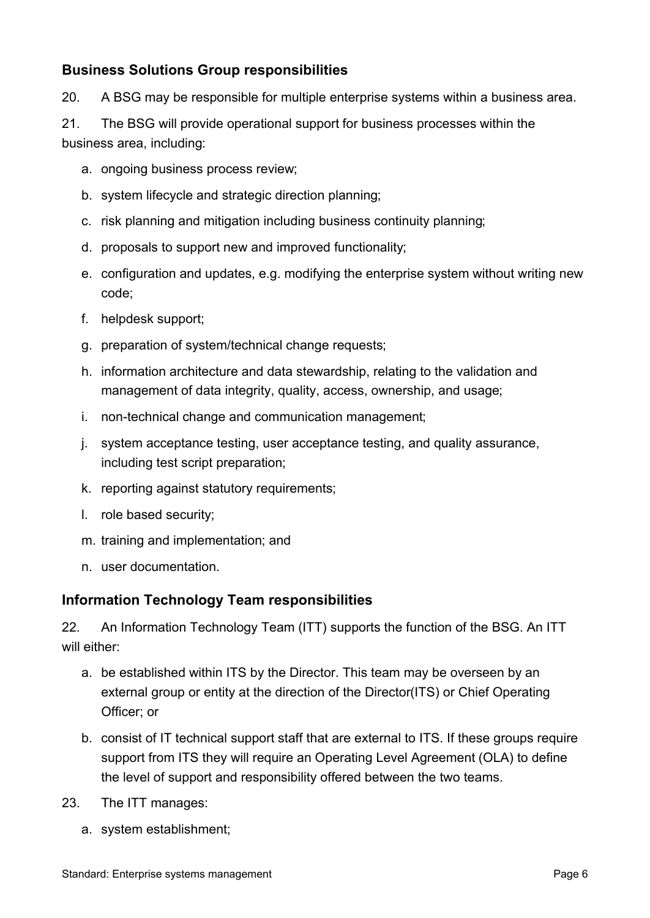## Business Solutions Group responsibilities

20. A BSG may be responsible for multiple enterprise systems within a business area.

21. The BSG will provide operational support for business processes within the business area, including:

a. ongoing business process review;

b. system lifecycle and strategic direction planning;

c. risk planning and mitigation including business continuity planning;

d. proposals to support new and improved functionality;

e. configuration and updates, e.g. modifying the enterprise system without writing new code;

f. helpdesk support;

g. preparation of system/technical change requests;

h. information architecture and data stewardship, relating to the validation and management of data integrity, quality, access, ownership, and usage;

i. non-technical change and communication management;

j. system acceptance testing, user acceptance testing, and quality assurance, including test script preparation;

k. reporting against statutory requirements;

l. role based security;

m. training and implementation; and

n. user documentation.

## Information Technology Team responsibilities

22. An Information Technology Team (ITT) supports the function of the BSG. An ITT will either:

a. be established within ITS by the Director. This team may be overseen by an external group or entity at the direction of the Director(ITS) or Chief Operating Officer; or

b. consist of IT technical support staff that are external to ITS. If these groups require support from ITS they will require an Operating Level Agreement (OLA) to define the level of support and responsibility offered between the two teams.

23. The ITT manages:

a. system establishment;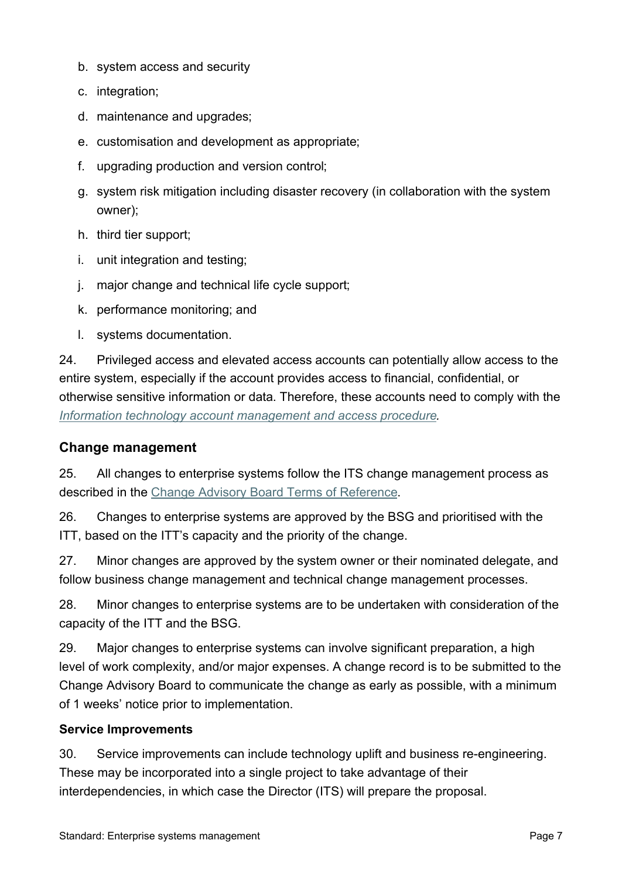b. system access and security
c. integration;
d. maintenance and upgrades;
e. customisation and development as appropriate;
f. upgrading production and version control;
g. system risk mitigation including disaster recovery (in collaboration with the system owner);
h. third tier support;
i. unit integration and testing;
j. major change and technical life cycle support;
k. performance monitoring; and
l. systems documentation.

24. Privileged access and elevated access accounts can potentially allow access to the entire system, especially if the account provides access to financial, confidential, or otherwise sensitive information or data. Therefore, these accounts need to comply with the *Information technology account management and access procedure*.

### Change management

25. All changes to enterprise systems follow the ITS change management process as described in the Change Advisory Board Terms of Reference.

26. Changes to enterprise systems are approved by the BSG and prioritised with the ITT, based on the ITT's capacity and the priority of the change.

27. Minor changes are approved by the system owner or their nominated delegate, and follow business change management and technical change management processes.

28. Minor changes to enterprise systems are to be undertaken with consideration of the capacity of the ITT and the BSG.

29. Major changes to enterprise systems can involve significant preparation, a high level of work complexity, and/or major expenses. A change record is to be submitted to the Change Advisory Board to communicate the change as early as possible, with a minimum of 1 weeks' notice prior to implementation.

#### Service Improvements

30. Service improvements can include technology uplift and business re-engineering. These may be incorporated into a single project to take advantage of their interdependencies, in which case the Director (ITS) will prepare the proposal.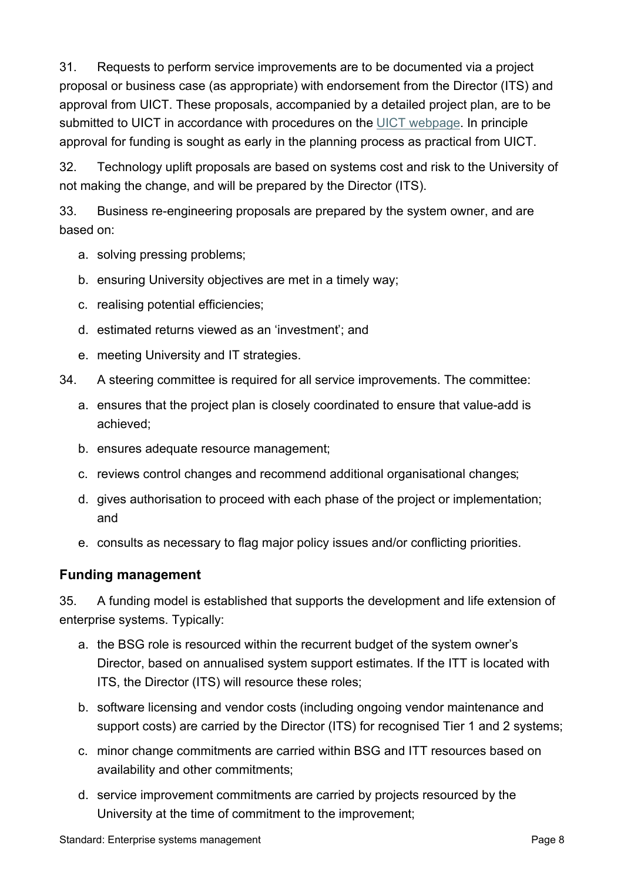31. Requests to perform service improvements are to be documented via a project proposal or business case (as appropriate) with endorsement from the Director (ITS) and approval from UICT. These proposals, accompanied by a detailed project plan, are to be submitted to UICT in accordance with procedures on the UICT webpage. In principle approval for funding is sought as early in the planning process as practical from UICT.

32. Technology uplift proposals are based on systems cost and risk to the University of not making the change, and will be prepared by the Director (ITS).

33. Business re-engineering proposals are prepared by the system owner, and are based on:

a. solving pressing problems;
b. ensuring University objectives are met in a timely way;
c. realising potential efficiencies;
d. estimated returns viewed as an 'investment'; and
e. meeting University and IT strategies.

34. A steering committee is required for all service improvements. The committee:

a. ensures that the project plan is closely coordinated to ensure that value-add is achieved;
b. ensures adequate resource management;
c. reviews control changes and recommend additional organisational changes;
d. gives authorisation to proceed with each phase of the project or implementation; and
e. consults as necessary to flag major policy issues and/or conflicting priorities.

## Funding management

35. A funding model is established that supports the development and life extension of enterprise systems. Typically:

a. the BSG role is resourced within the recurrent budget of the system owner's Director, based on annualised system support estimates. If the ITT is located with ITS, the Director (ITS) will resource these roles;
b. software licensing and vendor costs (including ongoing vendor maintenance and support costs) are carried by the Director (ITS) for recognised Tier 1 and 2 systems;
c. minor change commitments are carried within BSG and ITT resources based on availability and other commitments;
d. service improvement commitments are carried by projects resourced by the University at the time of commitment to the improvement;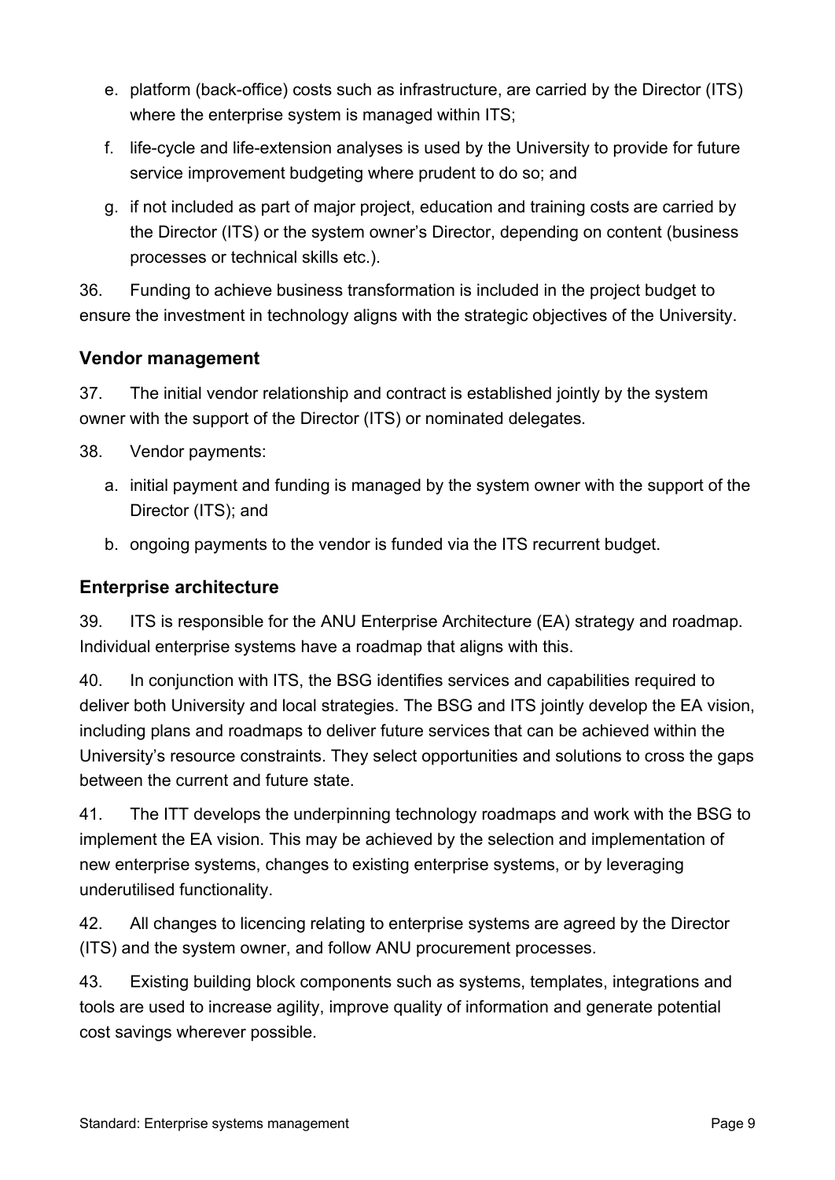e. platform (back-office) costs such as infrastructure, are carried by the Director (ITS) where the enterprise system is managed within ITS;

f. life-cycle and life-extension analyses is used by the University to provide for future service improvement budgeting where prudent to do so; and

g. if not included as part of major project, education and training costs are carried by the Director (ITS) or the system owner's Director, depending on content (business processes or technical skills etc.).

36. Funding to achieve business transformation is included in the project budget to ensure the investment in technology aligns with the strategic objectives of the University.

### Vendor management

37. The initial vendor relationship and contract is established jointly by the system owner with the support of the Director (ITS) or nominated delegates.

38. Vendor payments:

a. initial payment and funding is managed by the system owner with the support of the Director (ITS); and

b. ongoing payments to the vendor is funded via the ITS recurrent budget.

### Enterprise architecture

39. ITS is responsible for the ANU Enterprise Architecture (EA) strategy and roadmap. Individual enterprise systems have a roadmap that aligns with this.

40. In conjunction with ITS, the BSG identifies services and capabilities required to deliver both University and local strategies. The BSG and ITS jointly develop the EA vision, including plans and roadmaps to deliver future services that can be achieved within the University's resource constraints. They select opportunities and solutions to cross the gaps between the current and future state.

41. The ITT develops the underpinning technology roadmaps and work with the BSG to implement the EA vision. This may be achieved by the selection and implementation of new enterprise systems, changes to existing enterprise systems, or by leveraging underutilised functionality.

42. All changes to licencing relating to enterprise systems are agreed by the Director (ITS) and the system owner, and follow ANU procurement processes.

43. Existing building block components such as systems, templates, integrations and tools are used to increase agility, improve quality of information and generate potential cost savings wherever possible.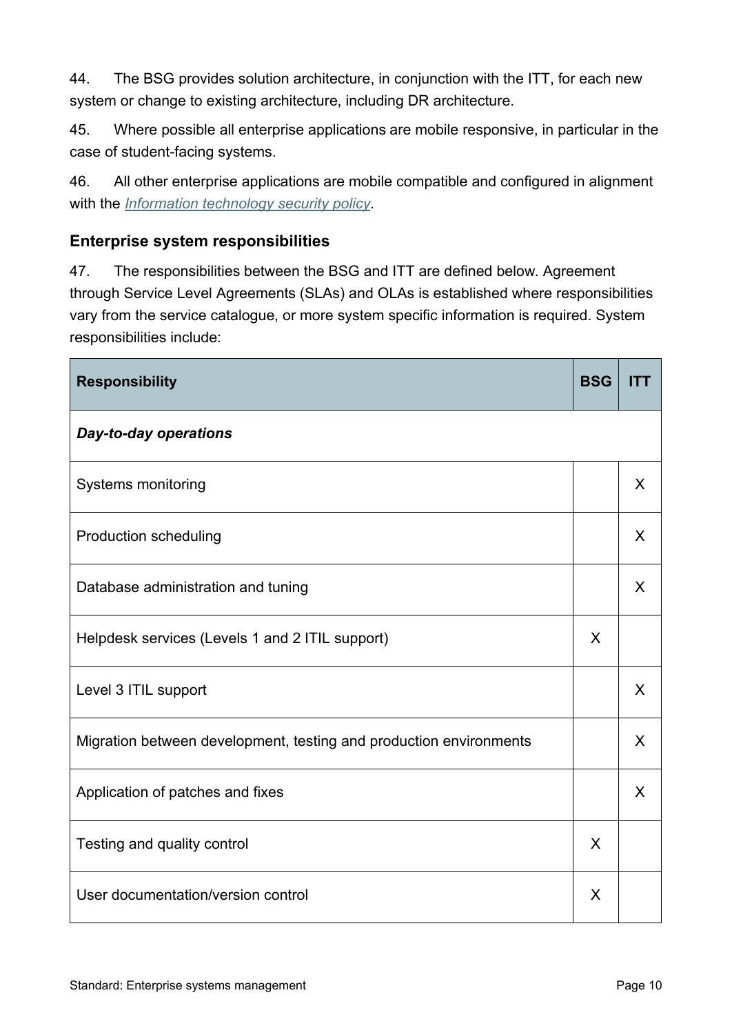44. The BSG provides solution architecture, in conjunction with the ITT, for each new system or change to existing architecture, including DR architecture.

45. Where possible all enterprise applications are mobile responsive, in particular in the case of student-facing systems.

46. All other enterprise applications are mobile compatible and configured in alignment with the *Information technology security policy*.

### Enterprise system responsibilities

47. The responsibilities between the BSG and ITT are defined below. Agreement through Service Level Agreements (SLAs) and OLAs is established where responsibilities vary from the service catalogue, or more system specific information is required. System responsibilities include:

| Responsibility | BSG | ITT |
|---|---|---|
| ***Day-to-day operations*** | | |
| Systems monitoring | | X |
| Production scheduling | | X |
| Database administration and tuning | | X |
| Helpdesk services (Levels 1 and 2 ITIL support) | X | |
| Level 3 ITIL support | | X |
| Migration between development, testing and production environments | | X |
| Application of patches and fixes | | X |
| Testing and quality control | X | |
| User documentation/version control | X | |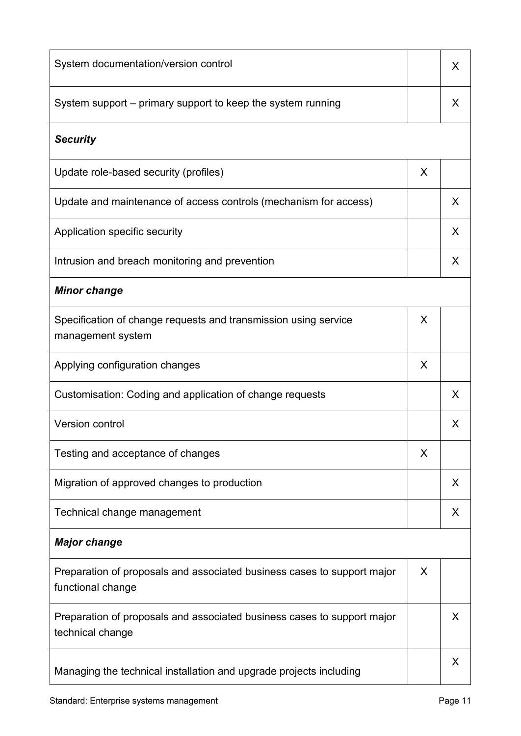| | | |
|---|---|---|
| System documentation/version control | | X |
| System support – primary support to keep the system running | | X |
| ***Security*** | | |
| Update role-based security (profiles) | X | |
| Update and maintenance of access controls (mechanism for access) | | X |
| Application specific security | | X |
| Intrusion and breach monitoring and prevention | | X |
| ***Minor change*** | | |
| Specification of change requests and transmission using service management system | X | |
| Applying configuration changes | X | |
| Customisation: Coding and application of change requests | | X |
| Version control | | X |
| Testing and acceptance of changes | X | |
| Migration of approved changes to production | | X |
| Technical change management | | X |
| ***Major change*** | | |
| Preparation of proposals and associated business cases to support major functional change | X | |
| Preparation of proposals and associated business cases to support major technical change | | X |
| Managing the technical installation and upgrade projects including | | X |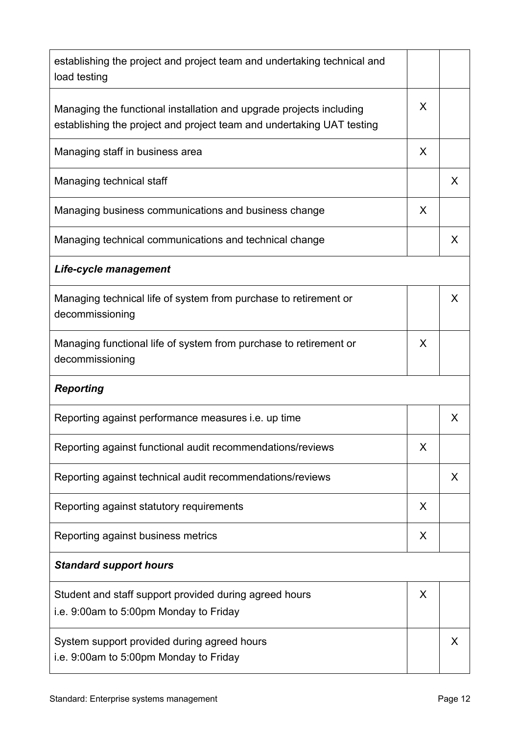| | | |
|---|---|---|
| establishing the project and project team and undertaking technical and load testing | | |
| Managing the functional installation and upgrade projects including establishing the project and project team and undertaking UAT testing | X | |
| Managing staff in business area | X | |
| Managing technical staff | | X |
| Managing business communications and business change | X | |
| Managing technical communications and technical change | | X |
| ***Life-cycle management*** | | |
| Managing technical life of system from purchase to retirement or decommissioning | | X |
| Managing functional life of system from purchase to retirement or decommissioning | X | |
| ***Reporting*** | | |
| Reporting against performance measures i.e. up time | | X |
| Reporting against functional audit recommendations/reviews | X | |
| Reporting against technical audit recommendations/reviews | | X |
| Reporting against statutory requirements | X | |
| Reporting against business metrics | X | |
| ***Standard support hours*** | | |
| Student and staff support provided during agreed hours i.e. 9:00am to 5:00pm Monday to Friday | X | |
| System support provided during agreed hours i.e. 9:00am to 5:00pm Monday to Friday | | X |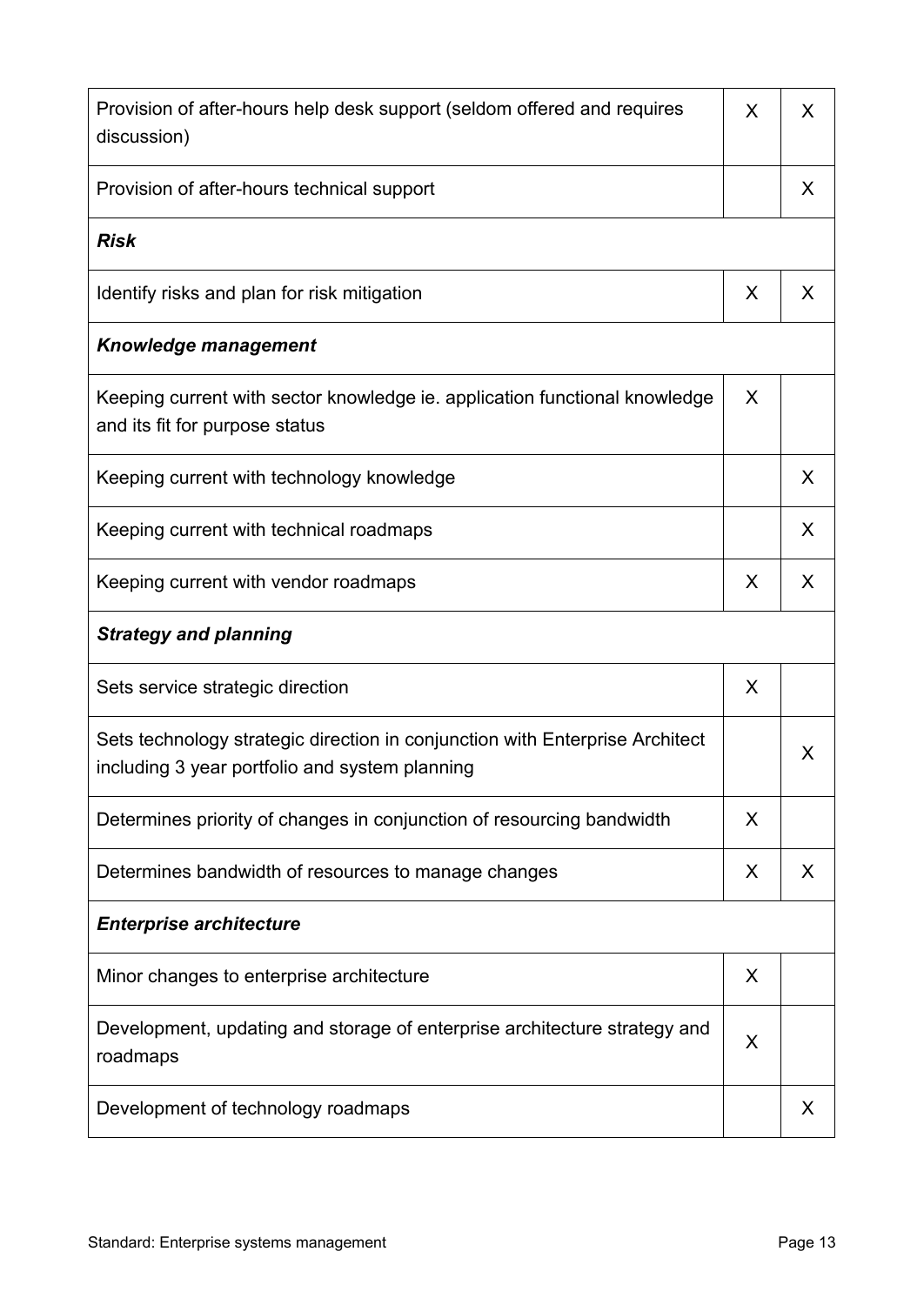| | | |
|---|---|---|
| Provision of after-hours help desk support (seldom offered and requires discussion) | X | X |
| Provision of after-hours technical support | | X |
| ***Risk*** | | |
| Identify risks and plan for risk mitigation | X | X |
| ***Knowledge management*** | | |
| Keeping current with sector knowledge ie. application functional knowledge and its fit for purpose status | X | |
| Keeping current with technology knowledge | | X |
| Keeping current with technical roadmaps | | X |
| Keeping current with vendor roadmaps | X | X |
| ***Strategy and planning*** | | |
| Sets service strategic direction | X | |
| Sets technology strategic direction in conjunction with Enterprise Architect including 3 year portfolio and system planning | | X |
| Determines priority of changes in conjunction of resourcing bandwidth | X | |
| Determines bandwidth of resources to manage changes | X | X |
| ***Enterprise architecture*** | | |
| Minor changes to enterprise architecture | X | |
| Development, updating and storage of enterprise architecture strategy and roadmaps | X | |
| Development of technology roadmaps | | X |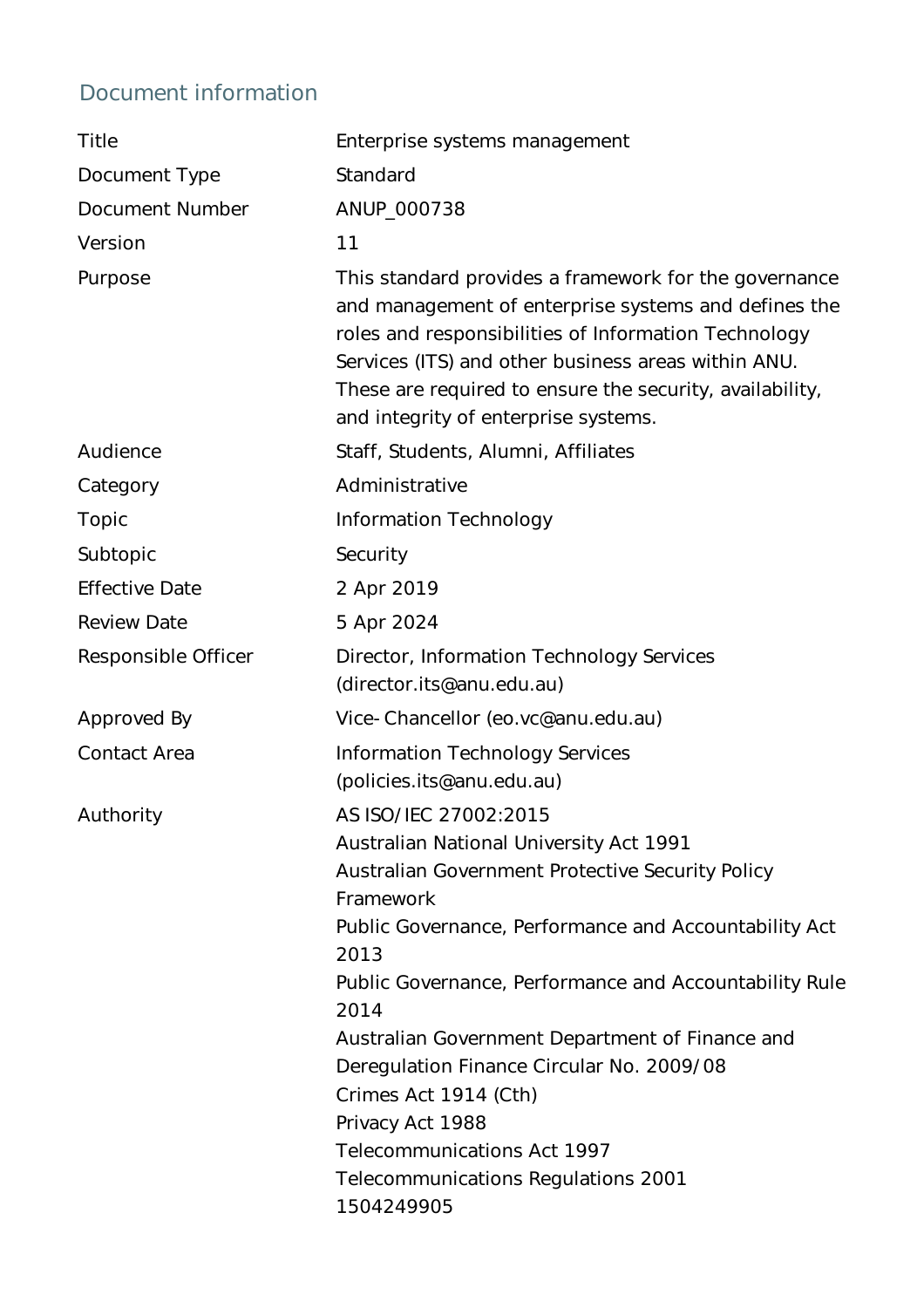## Document information

| | |
|---|---|
| Title | Enterprise systems management |
| Document Type | Standard |
| Document Number | ANUP_000738 |
| Version | 11 |
| Purpose | This standard provides a framework for the governance and management of enterprise systems and defines the roles and responsibilities of Information Technology Services (ITS) and other business areas within ANU. These are required to ensure the security, availability, and integrity of enterprise systems. |
| Audience | Staff, Students, Alumni, Affiliates |
| Category | Administrative |
| Topic | Information Technology |
| Subtopic | Security |
| Effective Date | 2 Apr 2019 |
| Review Date | 5 Apr 2024 |
| Responsible Officer | Director, Information Technology Services (director.its@anu.edu.au) |
| Approved By | Vice-Chancellor (eo.vc@anu.edu.au) |
| Contact Area | Information Technology Services (policies.its@anu.edu.au) |
| Authority | AS ISO/IEC 27002:2015<br>Australian National University Act 1991<br>Australian Government Protective Security Policy Framework<br>Public Governance, Performance and Accountability Act 2013<br>Public Governance, Performance and Accountability Rule 2014<br>Australian Government Department of Finance and Deregulation Finance Circular No. 2009/08<br>Crimes Act 1914 (Cth)<br>Privacy Act 1988<br>Telecommunications Act 1997<br>Telecommunications Regulations 2001<br>1504249905 |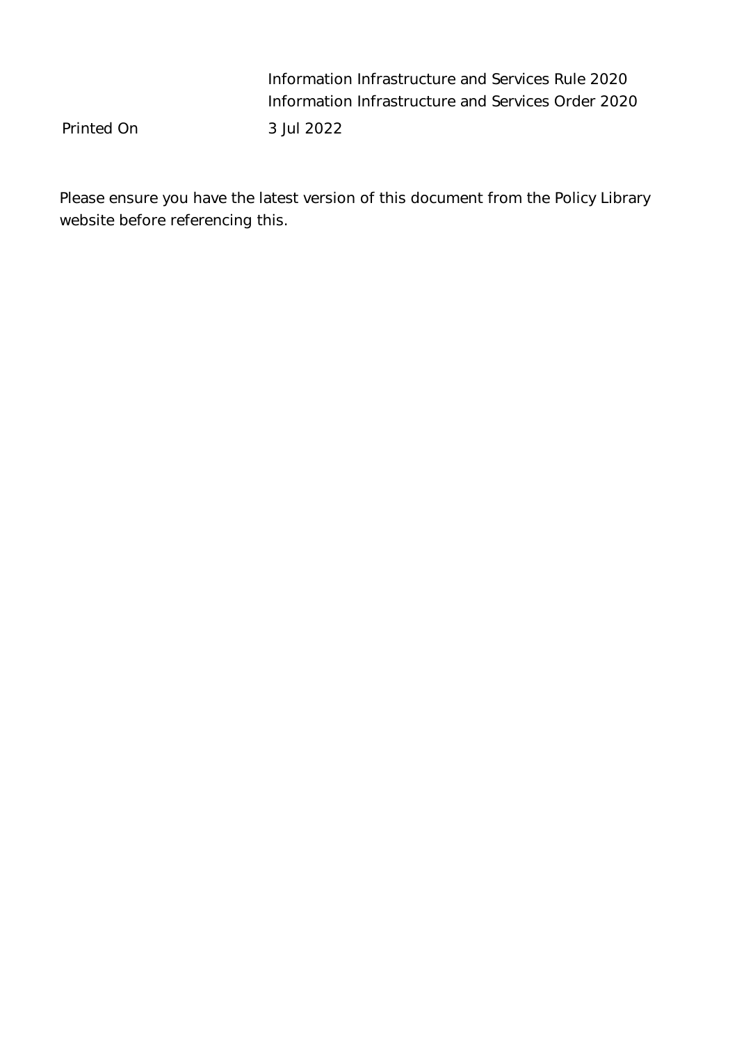| | |
|---|---|
| | Information Infrastructure and Services Rule 2020 |
| | Information Infrastructure and Services Order 2020 |
| Printed On | 3 Jul 2022 |

Please ensure you have the latest version of this document from the Policy Library website before referencing this.